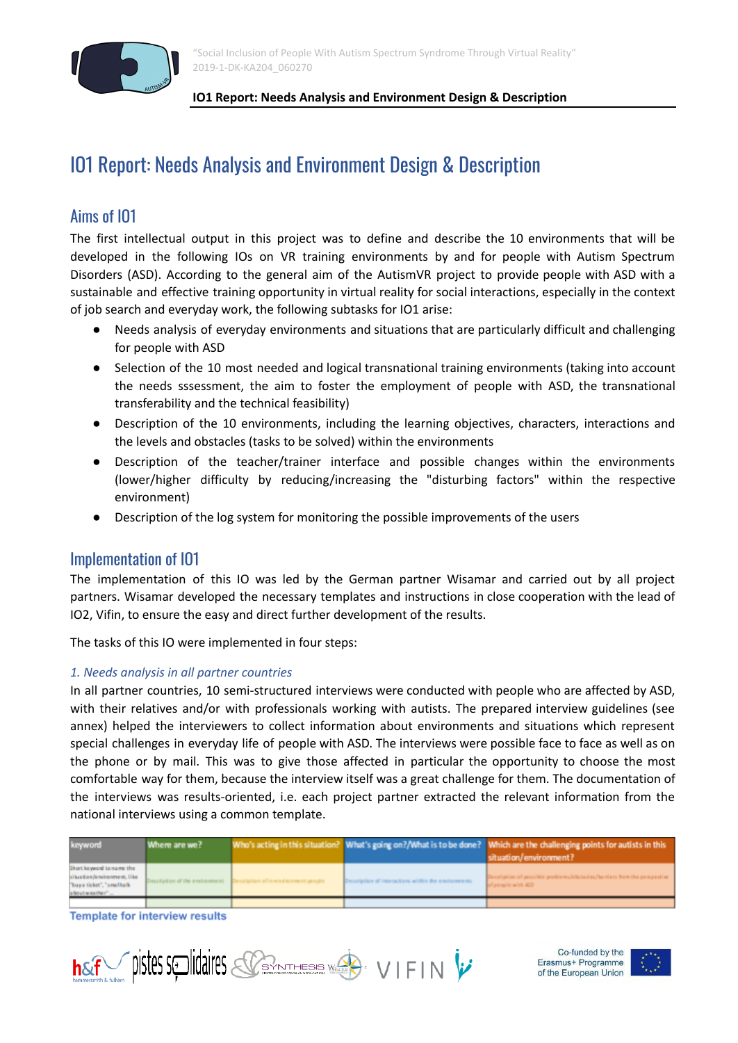# IO1 Report: Needs Analysis and Environment Design & Description

## Aims of IO1

The first intellectual output in this project was to define and describe the 10 environments that will be developed in the following IOs on VR training environments by and for people with Autism Spectrum Disorders (ASD). According to the general aim of the AutismVR project to provide people with ASD with a sustainable and effective training opportunity in virtual reality for social interactions, especially in the context of job search and everyday work, the following subtasks for IO1 arise:

- Needs analysis of everyday environments and situations that are particularly difficult and challenging for people with ASD
- Selection of the 10 most needed and logical transnational training environments (taking into account the needs sssessment, the aim to foster the employment of people with ASD, the transnational transferability and the technical feasibility)
- Description of the 10 environments, including the learning objectives, characters, interactions and the levels and obstacles (tasks to be solved) within the environments
- Description of the teacher/trainer interface and possible changes within the environments (lower/higher difficulty by reducing/increasing the "disturbing factors" within the respective environment)
- Description of the log system for monitoring the possible improvements of the users

## Implementation of IO1

The implementation of this IO was led by the German partner Wisamar and carried out by all project partners. Wisamar developed the necessary templates and instructions in close cooperation with the lead of IO2, Vifin, to ensure the easy and direct further development of the results.

The tasks of this IO were implemented in four steps:

*1. Needs analysis in all partner countries*

In all partner countries, 10 semi-structured interviews were conducted with people who are affected by ASD, with their relatives and/or with professionals working with autists. The prepared interview guidelines (see annex) helped the interviewers to collect information about environments and situations which represent special challenges in everyday life of people with ASD. The interviews were possible face to face as well as on the phone or by mail. This was to give those affected in particular the opportunity to choose the most comfortable way for them, because the interview itself was a great challenge for them. The documentation of the interviews was results-oriented, i.e. each project partner extracted the relevant information from the national interviews using a common template.

| keyword | Where are we? | Who's acting in this situation? | What's going on?/What is to be done? | Which are the challenging points for autists in this situation/environment? |
|---|---|---|---|---|
| Short keyword to name the situation/environment, like "buy a ticket", "small talk about weather"... | Description of the environment | Description of involved people | Description of interactions within the environments | Description of possible problems/obstacles/barriers from the perspective of people with ASD |
| | | | | |

Template for interview results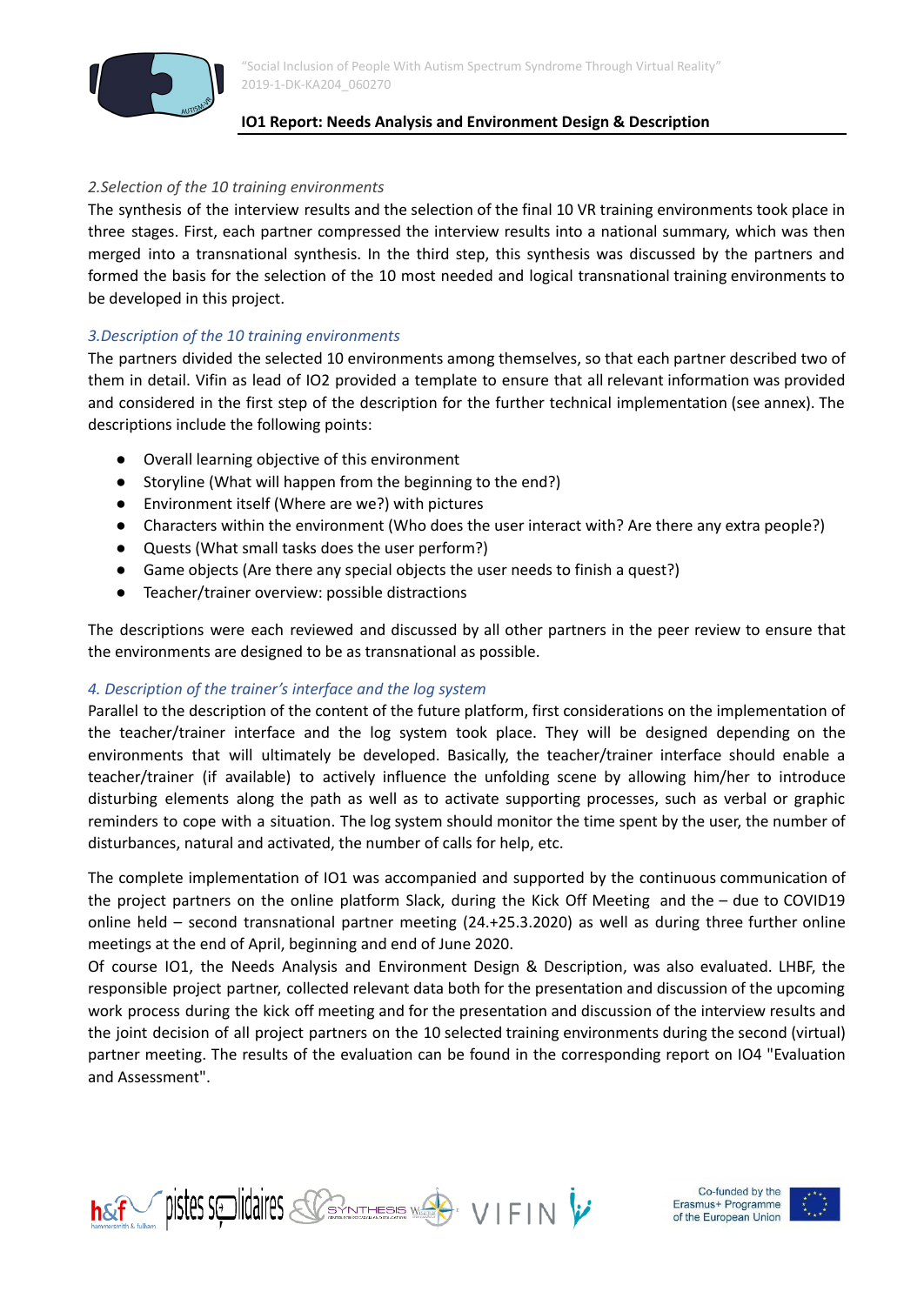*2.Selection of the 10 training environments*

The synthesis of the interview results and the selection of the final 10 VR training environments took place in three stages. First, each partner compressed the interview results into a national summary, which was then merged into a transnational synthesis. In the third step, this synthesis was discussed by the partners and formed the basis for the selection of the 10 most needed and logical transnational training environments to be developed in this project.

*3.Description of the 10 training environments*

The partners divided the selected 10 environments among themselves, so that each partner described two of them in detail. Vifin as lead of IO2 provided a template to ensure that all relevant information was provided and considered in the first step of the description for the further technical implementation (see annex). The descriptions include the following points:

- Overall learning objective of this environment
- Storyline (What will happen from the beginning to the end?)
- Environment itself (Where are we?) with pictures
- Characters within the environment (Who does the user interact with? Are there any extra people?)
- Quests (What small tasks does the user perform?)
- Game objects (Are there any special objects the user needs to finish a quest?)
- Teacher/trainer overview: possible distractions

The descriptions were each reviewed and discussed by all other partners in the peer review to ensure that the environments are designed to be as transnational as possible.

*4. Description of the trainer's interface and the log system*

Parallel to the description of the content of the future platform, first considerations on the implementation of the teacher/trainer interface and the log system took place. They will be designed depending on the environments that will ultimately be developed. Basically, the teacher/trainer interface should enable a teacher/trainer (if available) to actively influence the unfolding scene by allowing him/her to introduce disturbing elements along the path as well as to activate supporting processes, such as verbal or graphic reminders to cope with a situation. The log system should monitor the time spent by the user, the number of disturbances, natural and activated, the number of calls for help, etc.

The complete implementation of IO1 was accompanied and supported by the continuous communication of the project partners on the online platform Slack, during the Kick Off Meeting and the – due to COVID19 online held – second transnational partner meeting (24.+25.3.2020) as well as during three further online meetings at the end of April, beginning and end of June 2020.

Of course IO1, the Needs Analysis and Environment Design & Description, was also evaluated. LHBF, the responsible project partner, collected relevant data both for the presentation and discussion of the upcoming work process during the kick off meeting and for the presentation and discussion of the interview results and the joint decision of all project partners on the 10 selected training environments during the second (virtual) partner meeting. The results of the evaluation can be found in the corresponding report on IO4 "Evaluation and Assessment".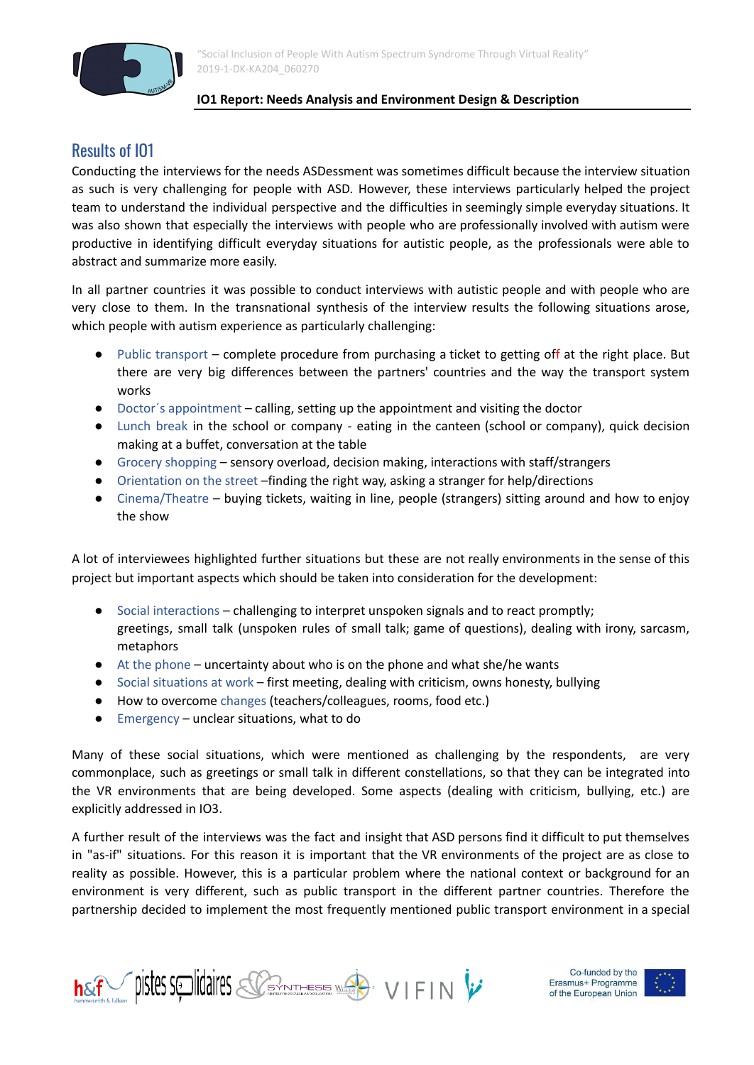## Results of IO1

Conducting the interviews for the needs ASDessment was sometimes difficult because the interview situation as such is very challenging for people with ASD. However, these interviews particularly helped the project team to understand the individual perspective and the difficulties in seemingly simple everyday situations. It was also shown that especially the interviews with people who are professionally involved with autism were productive in identifying difficult everyday situations for autistic people, as the professionals were able to abstract and summarize more easily.

In all partner countries it was possible to conduct interviews with autistic people and with people who are very close to them. In the transnational synthesis of the interview results the following situations arose, which people with autism experience as particularly challenging:

- Public transport – complete procedure from purchasing a ticket to getting off at the right place. But there are very big differences between the partners' countries and the way the transport system works
- Doctor´s appointment – calling, setting up the appointment and visiting the doctor
- Lunch break in the school or company - eating in the canteen (school or company), quick decision making at a buffet, conversation at the table
- Grocery shopping – sensory overload, decision making, interactions with staff/strangers
- Orientation on the street –finding the right way, asking a stranger for help/directions
- Cinema/Theatre – buying tickets, waiting in line, people (strangers) sitting around and how to enjoy the show

A lot of interviewees highlighted further situations but these are not really environments in the sense of this project but important aspects which should be taken into consideration for the development:

- Social interactions – challenging to interpret unspoken signals and to react promptly; greetings, small talk (unspoken rules of small talk; game of questions), dealing with irony, sarcasm, metaphors
- At the phone – uncertainty about who is on the phone and what she/he wants
- Social situations at work – first meeting, dealing with criticism, owns honesty, bullying
- How to overcome changes (teachers/colleagues, rooms, food etc.)
- Emergency – unclear situations, what to do

Many of these social situations, which were mentioned as challenging by the respondents, are very commonplace, such as greetings or small talk in different constellations, so that they can be integrated into the VR environments that are being developed. Some aspects (dealing with criticism, bullying, etc.) are explicitly addressed in IO3.

A further result of the interviews was the fact and insight that ASD persons find it difficult to put themselves in "as-if" situations. For this reason it is important that the VR environments of the project are as close to reality as possible. However, this is a particular problem where the national context or background for an environment is very different, such as public transport in the different partner countries. Therefore the partnership decided to implement the most frequently mentioned public transport environment in a special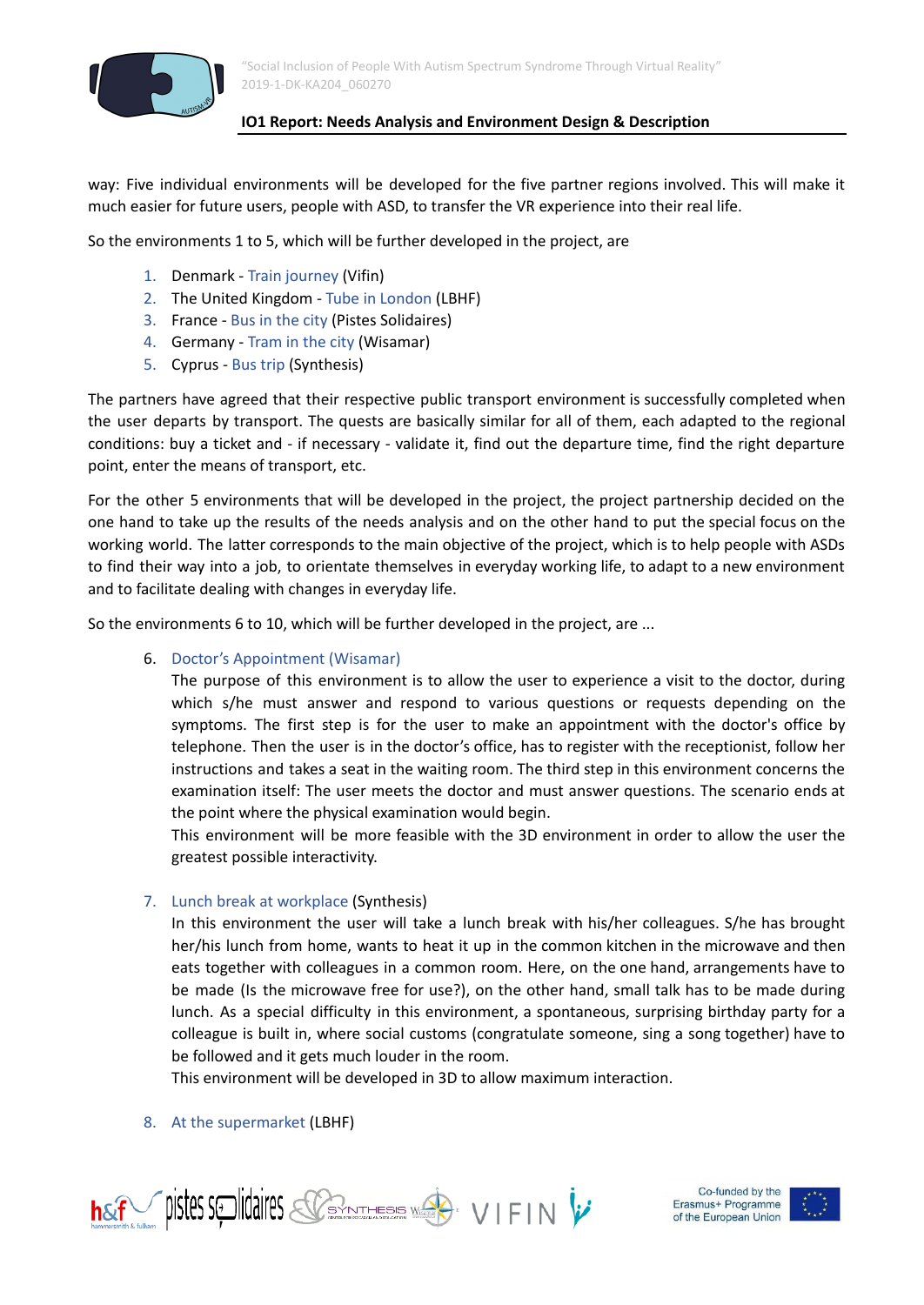way: Five individual environments will be developed for the five partner regions involved. This will make it much easier for future users, people with ASD, to transfer the VR experience into their real life.

So the environments 1 to 5, which will be further developed in the project, are

1. Denmark - Train journey (Vifin)
2. The United Kingdom - Tube in London (LBHF)
3. France - Bus in the city (Pistes Solidaires)
4. Germany - Tram in the city (Wisamar)
5. Cyprus - Bus trip (Synthesis)

The partners have agreed that their respective public transport environment is successfully completed when the user departs by transport. The quests are basically similar for all of them, each adapted to the regional conditions: buy a ticket and - if necessary - validate it, find out the departure time, find the right departure point, enter the means of transport, etc.

For the other 5 environments that will be developed in the project, the project partnership decided on the one hand to take up the results of the needs analysis and on the other hand to put the special focus on the working world. The latter corresponds to the main objective of the project, which is to help people with ASDs to find their way into a job, to orientate themselves in everyday working life, to adapt to a new environment and to facilitate dealing with changes in everyday life.

So the environments 6 to 10, which will be further developed in the project, are ...

6. Doctor's Appointment (Wisamar)

   The purpose of this environment is to allow the user to experience a visit to the doctor, during which s/he must answer and respond to various questions or requests depending on the symptoms. The first step is for the user to make an appointment with the doctor's office by telephone. Then the user is in the doctor's office, has to register with the receptionist, follow her instructions and takes a seat in the waiting room. The third step in this environment concerns the examination itself: The user meets the doctor and must answer questions. The scenario ends at the point where the physical examination would begin.

   This environment will be more feasible with the 3D environment in order to allow the user the greatest possible interactivity.

7. Lunch break at workplace (Synthesis)

   In this environment the user will take a lunch break with his/her colleagues. S/he has brought her/his lunch from home, wants to heat it up in the common kitchen in the microwave and then eats together with colleagues in a common room. Here, on the one hand, arrangements have to be made (Is the microwave free for use?), on the other hand, small talk has to be made during lunch. As a special difficulty in this environment, a spontaneous, surprising birthday party for a colleague is built in, where social customs (congratulate someone, sing a song together) have to be followed and it gets much louder in the room.

   This environment will be developed in 3D to allow maximum interaction.

8. At the supermarket (LBHF)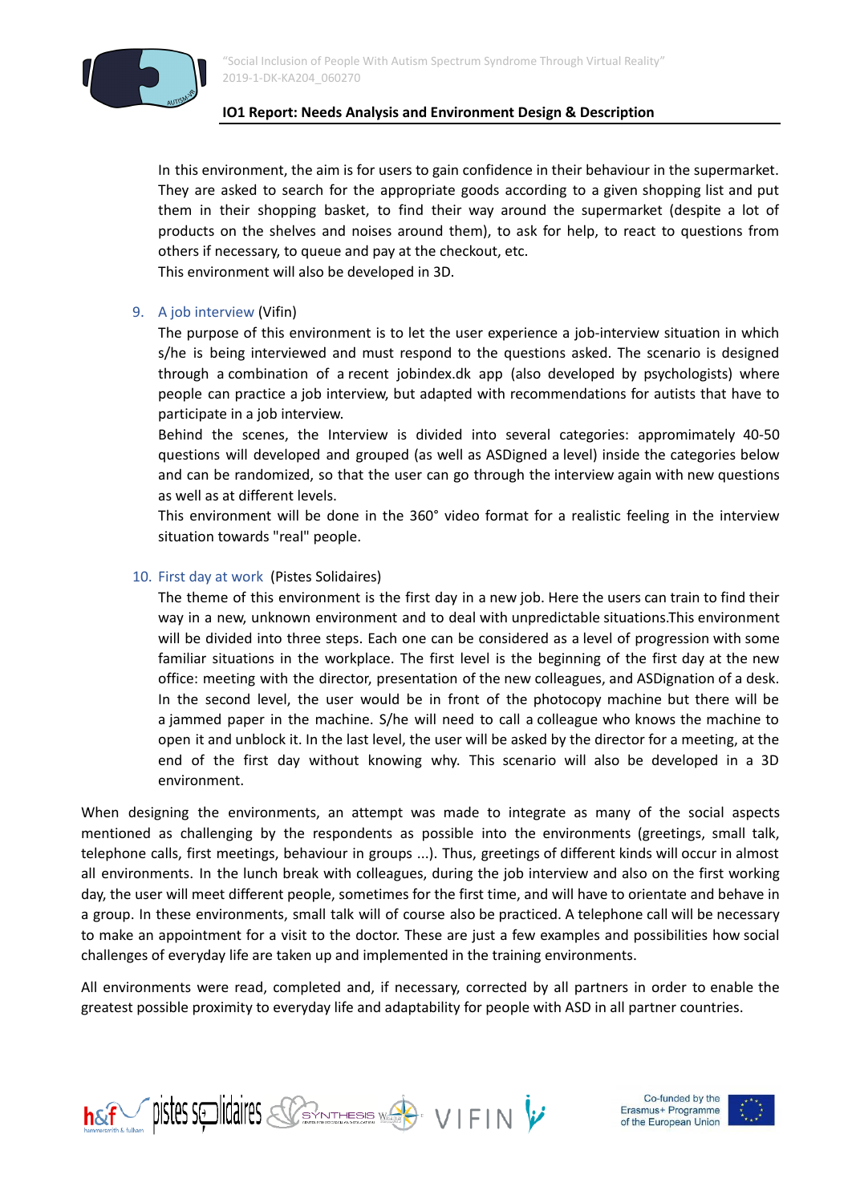In this environment, the aim is for users to gain confidence in their behaviour in the supermarket. They are asked to search for the appropriate goods according to a given shopping list and put them in their shopping basket, to find their way around the supermarket (despite a lot of products on the shelves and noises around them), to ask for help, to react to questions from others if necessary, to queue and pay at the checkout, etc.
This environment will also be developed in 3D.

9. A job interview (Vifin)
   The purpose of this environment is to let the user experience a job-interview situation in which s/he is being interviewed and must respond to the questions asked. The scenario is designed through a combination of a recent jobindex.dk app (also developed by psychologists) where people can practice a job interview, but adapted with recommendations for autists that have to participate in a job interview.
   Behind the scenes, the Interview is divided into several categories: appromimately 40-50 questions will developed and grouped (as well as ASDigned a level) inside the categories below and can be randomized, so that the user can go through the interview again with new questions as well as at different levels.
   This environment will be done in the 360° video format for a realistic feeling in the interview situation towards "real" people.

10. First day at work (Pistes Solidaires)
    The theme of this environment is the first day in a new job. Here the users can train to find their way in a new, unknown environment and to deal with unpredictable situations.This environment will be divided into three steps. Each one can be considered as a level of progression with some familiar situations in the workplace. The first level is the beginning of the first day at the new office: meeting with the director, presentation of the new colleagues, and ASDignation of a desk. In the second level, the user would be in front of the photocopy machine but there will be a jammed paper in the machine. S/he will need to call a colleague who knows the machine to open it and unblock it. In the last level, the user will be asked by the director for a meeting, at the end of the first day without knowing why. This scenario will also be developed in a 3D environment.

When designing the environments, an attempt was made to integrate as many of the social aspects mentioned as challenging by the respondents as possible into the environments (greetings, small talk, telephone calls, first meetings, behaviour in groups ...). Thus, greetings of different kinds will occur in almost all environments. In the lunch break with colleagues, during the job interview and also on the first working day, the user will meet different people, sometimes for the first time, and will have to orientate and behave in a group. In these environments, small talk will of course also be practiced. A telephone call will be necessary to make an appointment for a visit to the doctor. These are just a few examples and possibilities how social challenges of everyday life are taken up and implemented in the training environments.

All environments were read, completed and, if necessary, corrected by all partners in order to enable the greatest possible proximity to everyday life and adaptability for people with ASD in all partner countries.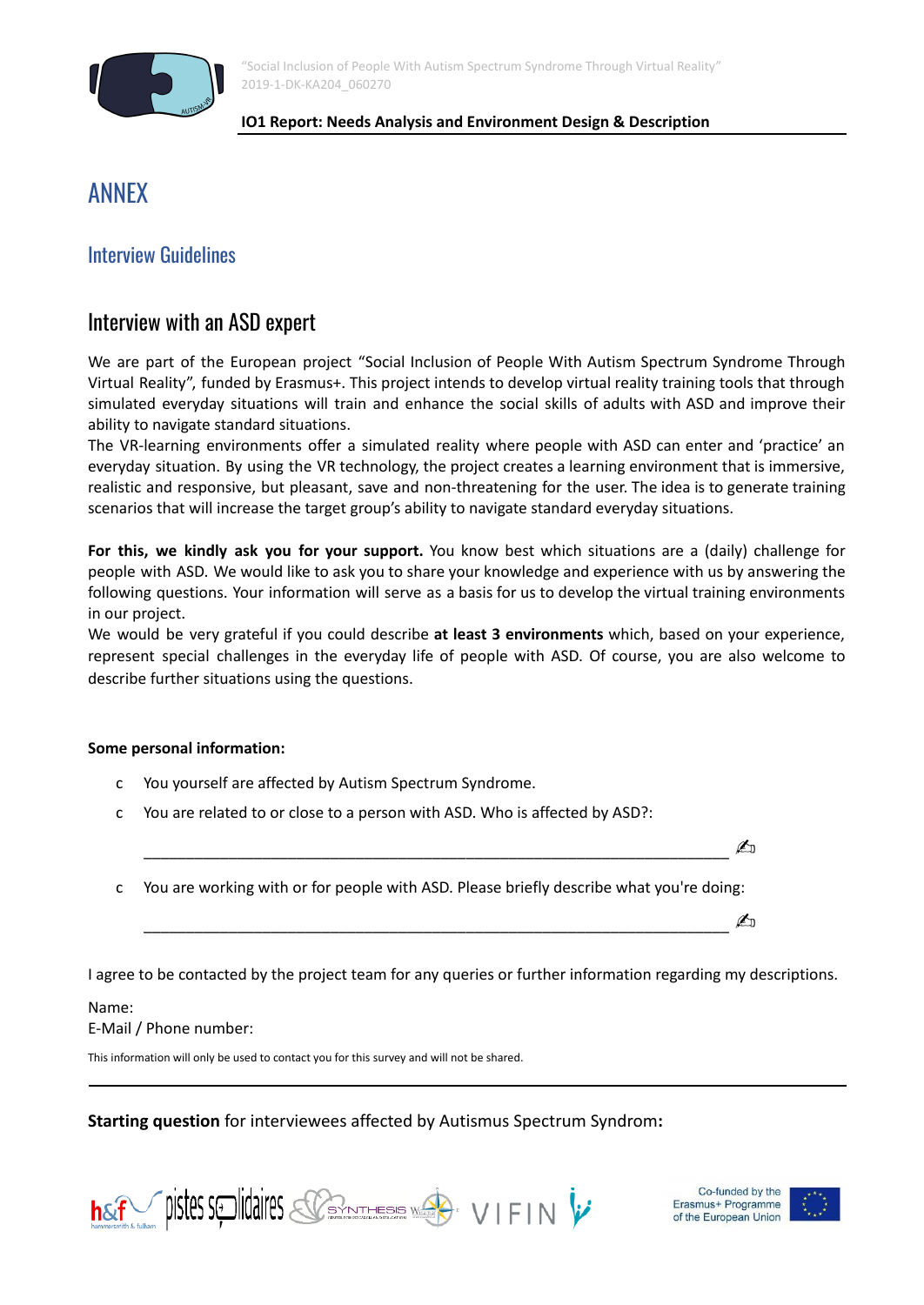# ANNEX

## Interview Guidelines

## Interview with an ASD expert

We are part of the European project "Social Inclusion of People With Autism Spectrum Syndrome Through Virtual Reality", funded by Erasmus+. This project intends to develop virtual reality training tools that through simulated everyday situations will train and enhance the social skills of adults with ASD and improve their ability to navigate standard situations.
The VR-learning environments offer a simulated reality where people with ASD can enter and 'practice' an everyday situation. By using the VR technology, the project creates a learning environment that is immersive, realistic and responsive, but pleasant, save and non-threatening for the user. The idea is to generate training scenarios that will increase the target group's ability to navigate standard everyday situations.

**For this, we kindly ask you for your support.** You know best which situations are a (daily) challenge for people with ASD. We would like to ask you to share your knowledge and experience with us by answering the following questions. Your information will serve as a basis for us to develop the virtual training environments in our project.
We would be very grateful if you could describe **at least 3 environments** which, based on your experience, represent special challenges in the everyday life of people with ASD. Of course, you are also welcome to describe further situations using the questions.

**Some personal information:**

- c You yourself are affected by Autism Spectrum Syndrome.
- c You are related to or close to a person with ASD. Who is affected by ASD?:

  ______________________________________________________________________ ✍

- c You are working with or for people with ASD. Please briefly describe what you're doing:

  ______________________________________________________________________ ✍

I agree to be contacted by the project team for any queries or further information regarding my descriptions.

Name:
E-Mail / Phone number:

This information will only be used to contact you for this survey and will not be shared.

---

**Starting question** for interviewees affected by Autismus Spectrum Syndrom**:**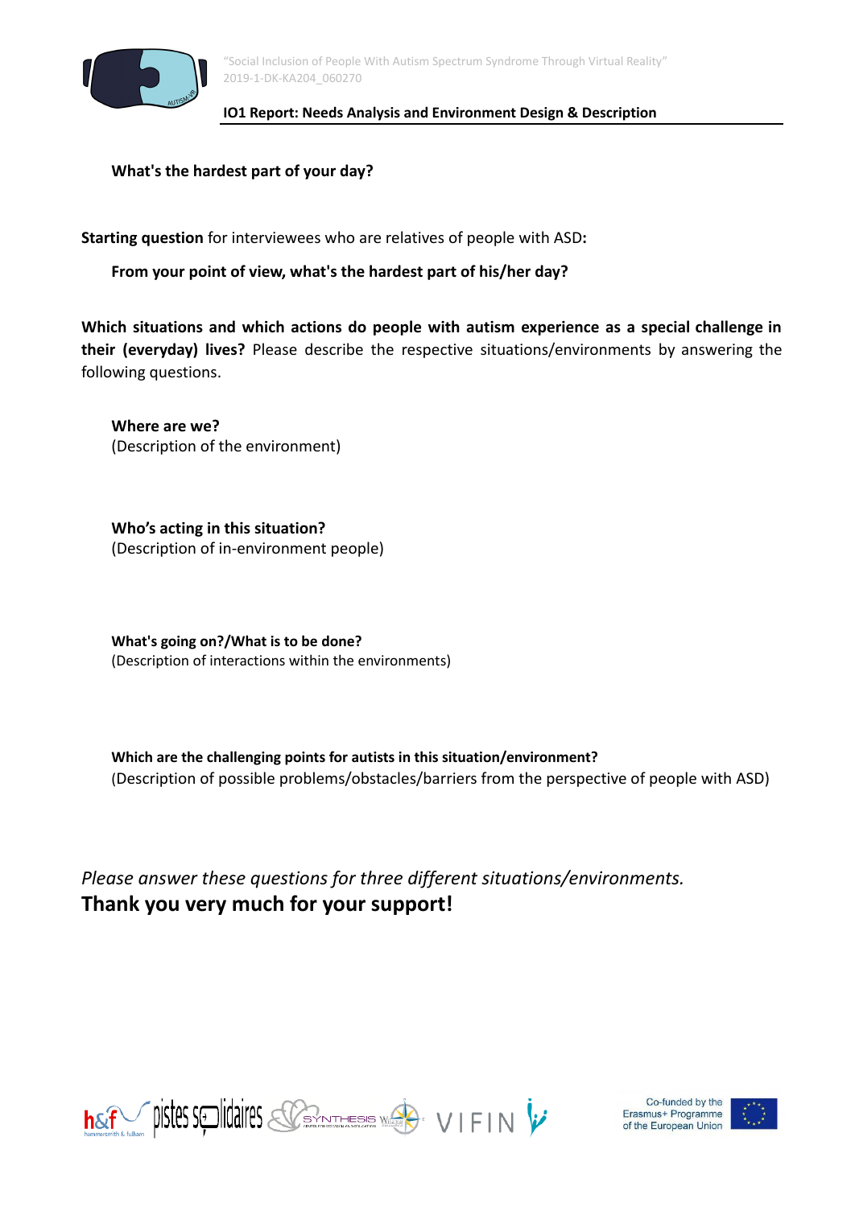**What's the hardest part of your day?**

**Starting question** for interviewees who are relatives of people with ASD**:**

**From your point of view, what's the hardest part of his/her day?**

**Which situations and which actions do people with autism experience as a special challenge in their (everyday) lives?** Please describe the respective situations/environments by answering the following questions.

**Where are we?**
(Description of the environment)

**Who's acting in this situation?**
(Description of in-environment people)

**What's going on?/What is to be done?**
(Description of interactions within the environments)

**Which are the challenging points for autists in this situation/environment?**
(Description of possible problems/obstacles/barriers from the perspective of people with ASD)

*Please answer these questions for three different situations/environments.*
**Thank you very much for your support!**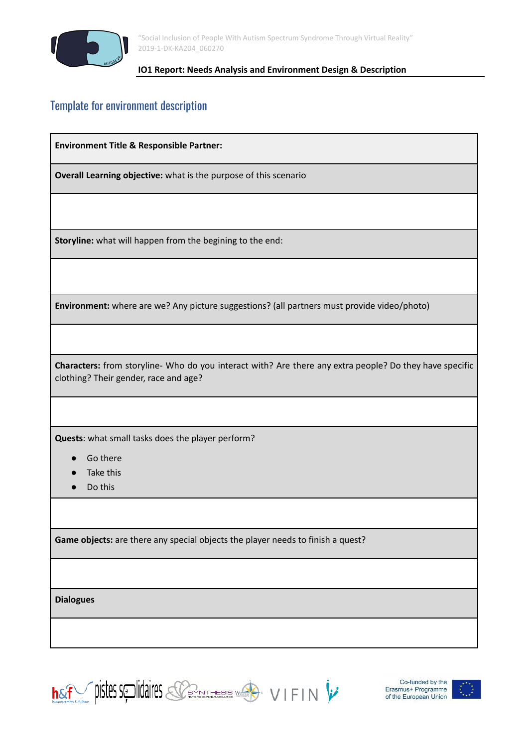## Template for environment description

| **Environment Title & Responsible Partner:** |
|---|
| **Overall Learning objective:** what is the purpose of this scenario |
| |
| **Storyline:** what will happen from the begining to the end: |
| |
| **Environment:** where are we? Any picture suggestions? (all partners must provide video/photo) |
| |
| **Characters:** from storyline- Who do you interact with? Are there any extra people? Do they have specific clothing? Their gender, race and age? |
| |
| **Quests**: what small tasks does the player perform?<br>● Go there<br>● Take this<br>● Do this |
| |
| **Game objects:** are there any special objects the player needs to finish a quest? |
| |
| **Dialogues** |
| |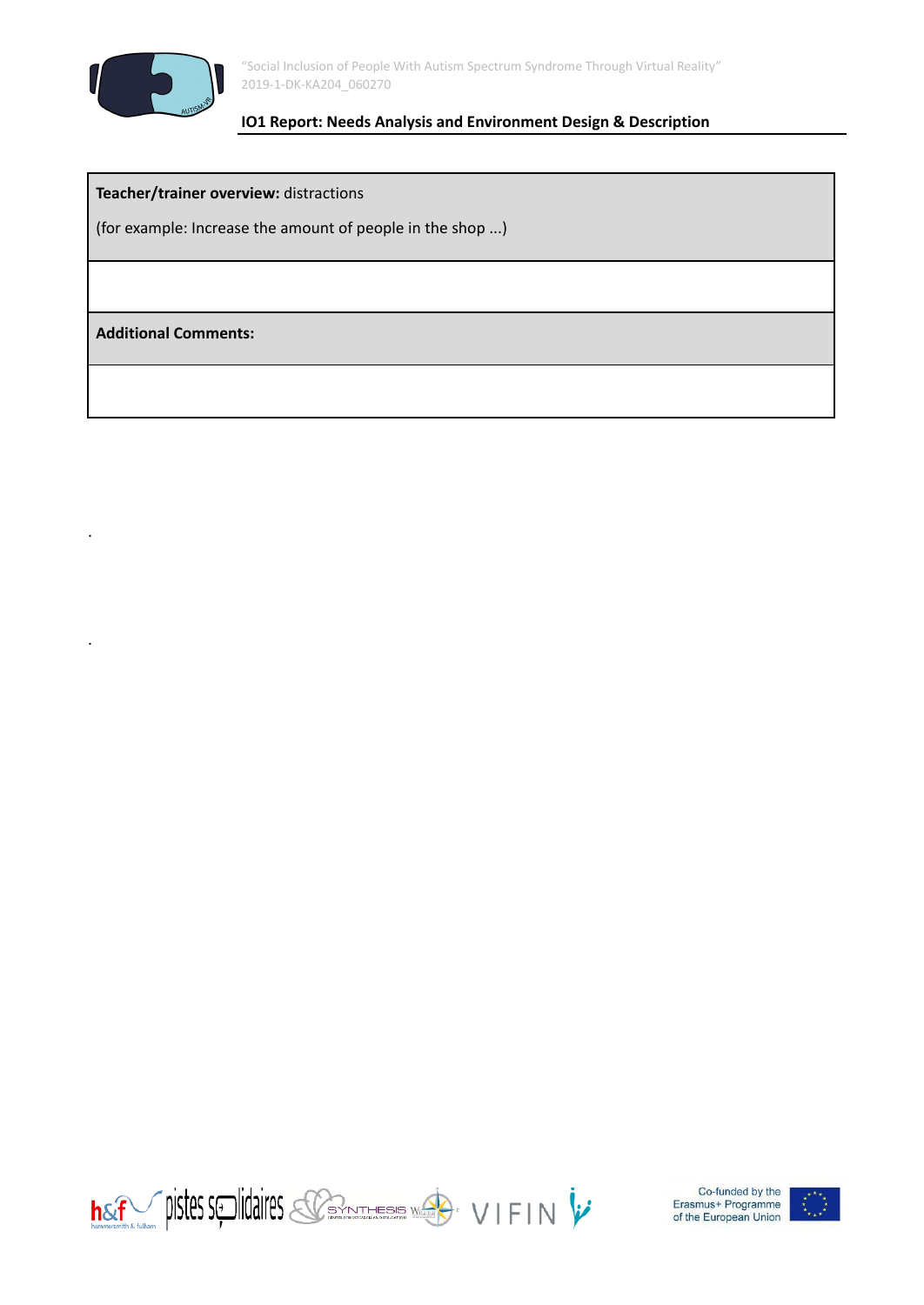| |
| --- |
| **Teacher/trainer overview:** distractions<br><br>(for example: Increase the amount of people in the shop ...) |
| |
| **Additional Comments:** |
| |

.

.